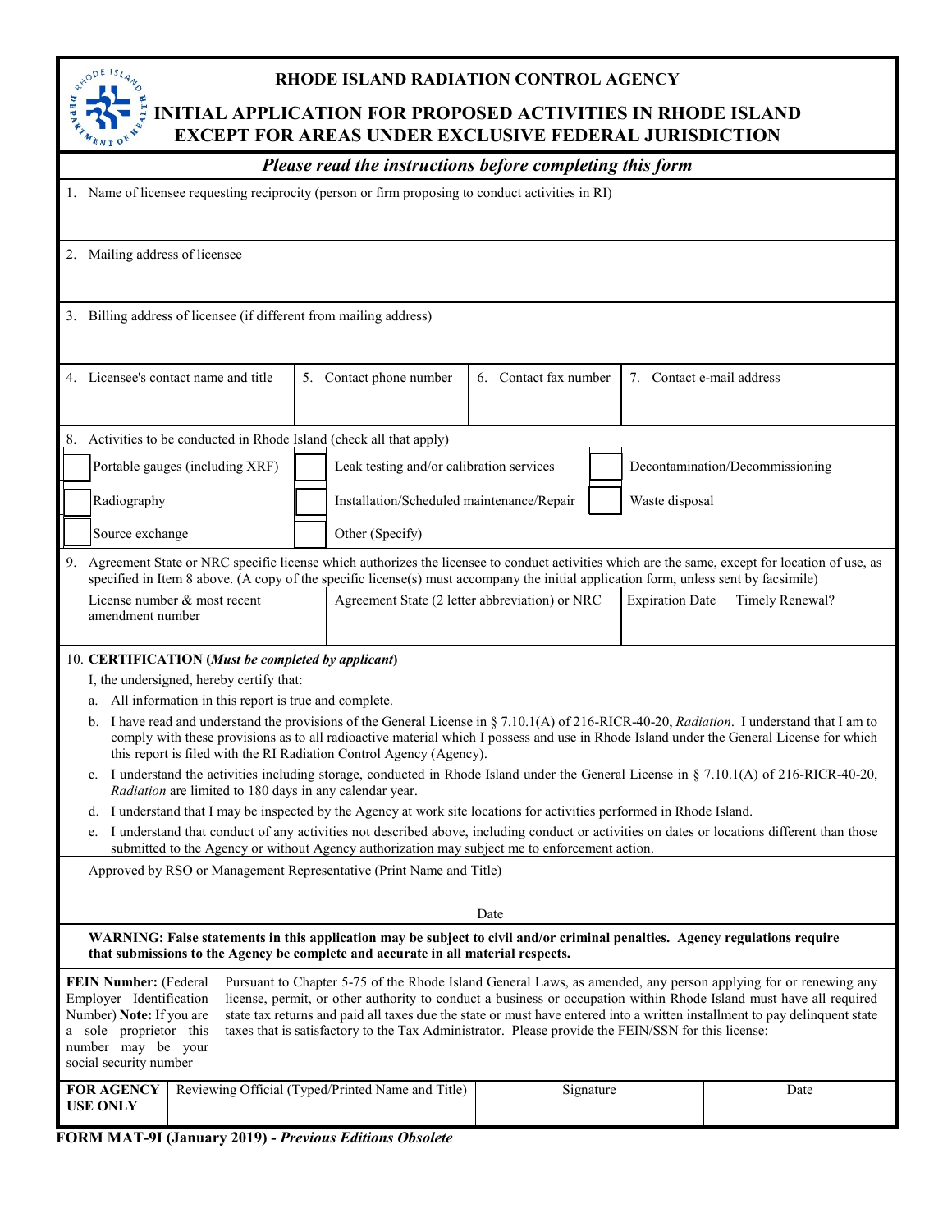# RHODE ISLAND RADIATION CONTROL AGENCY

## INITIAL APPLICATION FOR PROPOSED ACTIVITIES IN RHODE ISLAND EXCEPT FOR AREAS UNDER EXCLUSIVE FEDERAL JURISDICTION

***Please read the instructions before completing this form***

1. Name of licensee requesting reciprocity (person or firm proposing to conduct activities in RI)

2. Mailing address of licensee

3. Billing address of licensee (if different from mailing address)

| 4. Licensee's contact name and title | 5. Contact phone number | 6. Contact fax number | 7. Contact e-mail address |
|---|---|---|---|
| | | | |

8. Activities to be conducted in Rhode Island (check all that apply)

| | | |
|---|---|---|
| ☐ Portable gauges (including XRF) | ☐ Leak testing and/or calibration services | ☐ Decontamination/Decommissioning |
| ☐ Radiography | ☐ Installation/Scheduled maintenance/Repair | ☐ Waste disposal |
| ☐ Source exchange | ☐ Other (Specify) | |

9. Agreement State or NRC specific license which authorizes the licensee to conduct activities which are the same, except for location of use, as specified in Item 8 above. (A copy of the specific license(s) must accompany the initial application form, unless sent by facsimile)

| License number & most recent amendment number | Agreement State (2 letter abbreviation) or NRC | Expiration Date | Timely Renewal? |
|---|---|---|---|
| | | | |

10. **CERTIFICATION (*Must be completed by applicant*)**

I, the undersigned, hereby certify that:

a. All information in this report is true and complete.

b. I have read and understand the provisions of the General License in § 7.10.1(A) of 216-RICR-40-20, *Radiation*. I understand that I am to comply with these provisions as to all radioactive material which I possess and use in Rhode Island under the General License for which this report is filed with the RI Radiation Control Agency (Agency).

c. I understand the activities including storage, conducted in Rhode Island under the General License in § 7.10.1(A) of 216-RICR-40-20, *Radiation* are limited to 180 days in any calendar year.

d. I understand that I may be inspected by the Agency at work site locations for activities performed in Rhode Island.

e. I understand that conduct of any activities not described above, including conduct or activities on dates or locations different than those submitted to the Agency or without Agency authorization may subject me to enforcement action.

Approved by RSO or Management Representative (Print Name and Title)

Date

**WARNING: False statements in this application may be subject to civil and/or criminal penalties. Agency regulations require that submissions to the Agency be complete and accurate in all material respects.**

**FEIN Number:** (Federal Employer Identification Number) **Note:** If you are a sole proprietor this number may be your social security number

Pursuant to Chapter 5-75 of the Rhode Island General Laws, as amended, any person applying for or renewing any license, permit, or other authority to conduct a business or occupation within Rhode Island must have all required state tax returns and paid all taxes due the state or must have entered into a written installment to pay delinquent state taxes that is satisfactory to the Tax Administrator. Please provide the FEIN/SSN for this license:

| **FOR AGENCY USE ONLY** | Reviewing Official (Typed/Printed Name and Title) | Signature | Date |
|---|---|---|---|
| | | | |

**FORM MAT-9I (January 2019) -** ***Previous Editions Obsolete***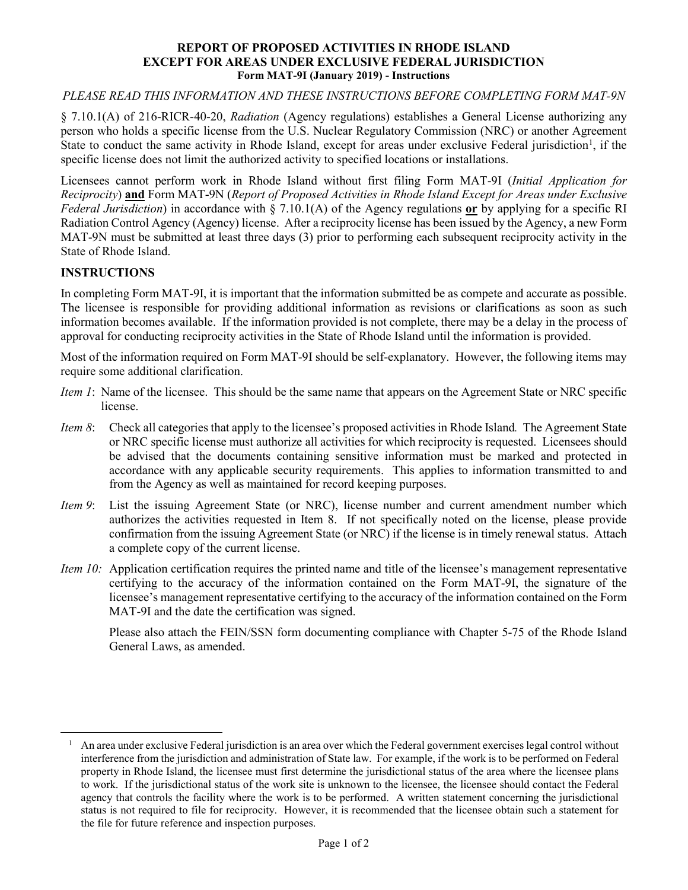**REPORT OF PROPOSED ACTIVITIES IN RHODE ISLAND**
**EXCEPT FOR AREAS UNDER EXCLUSIVE FEDERAL JURISDICTION**
**Form MAT-9I (January 2019) - Instructions**

*PLEASE READ THIS INFORMATION AND THESE INSTRUCTIONS BEFORE COMPLETING FORM MAT-9N*

§ 7.10.1(A) of 216-RICR-40-20, *Radiation* (Agency regulations) establishes a General License authorizing any person who holds a specific license from the U.S. Nuclear Regulatory Commission (NRC) or another Agreement State to conduct the same activity in Rhode Island, except for areas under exclusive Federal jurisdiction[1], if the specific license does not limit the authorized activity to specified locations or installations.

Licensees cannot perform work in Rhode Island without first filing Form MAT-9I (*Initial Application for Reciprocity*) **and** Form MAT-9N (*Report of Proposed Activities in Rhode Island Except for Areas under Exclusive Federal Jurisdiction*) in accordance with § 7.10.1(A) of the Agency regulations **or** by applying for a specific RI Radiation Control Agency (Agency) license. After a reciprocity license has been issued by the Agency, a new Form MAT-9N must be submitted at least three days (3) prior to performing each subsequent reciprocity activity in the State of Rhode Island.

## INSTRUCTIONS

In completing Form MAT-9I, it is important that the information submitted be as compete and accurate as possible. The licensee is responsible for providing additional information as revisions or clarifications as soon as such information becomes available. If the information provided is not complete, there may be a delay in the process of approval for conducting reciprocity activities in the State of Rhode Island until the information is provided.

Most of the information required on Form MAT-9I should be self-explanatory. However, the following items may require some additional clarification.

*Item 1*: Name of the licensee. This should be the same name that appears on the Agreement State or NRC specific license.

*Item 8*: Check all categories that apply to the licensee's proposed activities in Rhode Island*.* The Agreement State or NRC specific license must authorize all activities for which reciprocity is requested. Licensees should be advised that the documents containing sensitive information must be marked and protected in accordance with any applicable security requirements. This applies to information transmitted to and from the Agency as well as maintained for record keeping purposes.

*Item 9*: List the issuing Agreement State (or NRC), license number and current amendment number which authorizes the activities requested in Item 8. If not specifically noted on the license, please provide confirmation from the issuing Agreement State (or NRC) if the license is in timely renewal status. Attach a complete copy of the current license.

*Item 10:* Application certification requires the printed name and title of the licensee's management representative certifying to the accuracy of the information contained on the Form MAT-9I, the signature of the licensee's management representative certifying to the accuracy of the information contained on the Form MAT-9I and the date the certification was signed.

Please also attach the FEIN/SSN form documenting compliance with Chapter 5-75 of the Rhode Island General Laws, as amended.

---

[1] An area under exclusive Federal jurisdiction is an area over which the Federal government exercises legal control without interference from the jurisdiction and administration of State law. For example, if the work is to be performed on Federal property in Rhode Island, the licensee must first determine the jurisdictional status of the area where the licensee plans to work. If the jurisdictional status of the work site is unknown to the licensee, the licensee should contact the Federal agency that controls the facility where the work is to be performed. A written statement concerning the jurisdictional status is not required to file for reciprocity. However, it is recommended that the licensee obtain such a statement for the file for future reference and inspection purposes.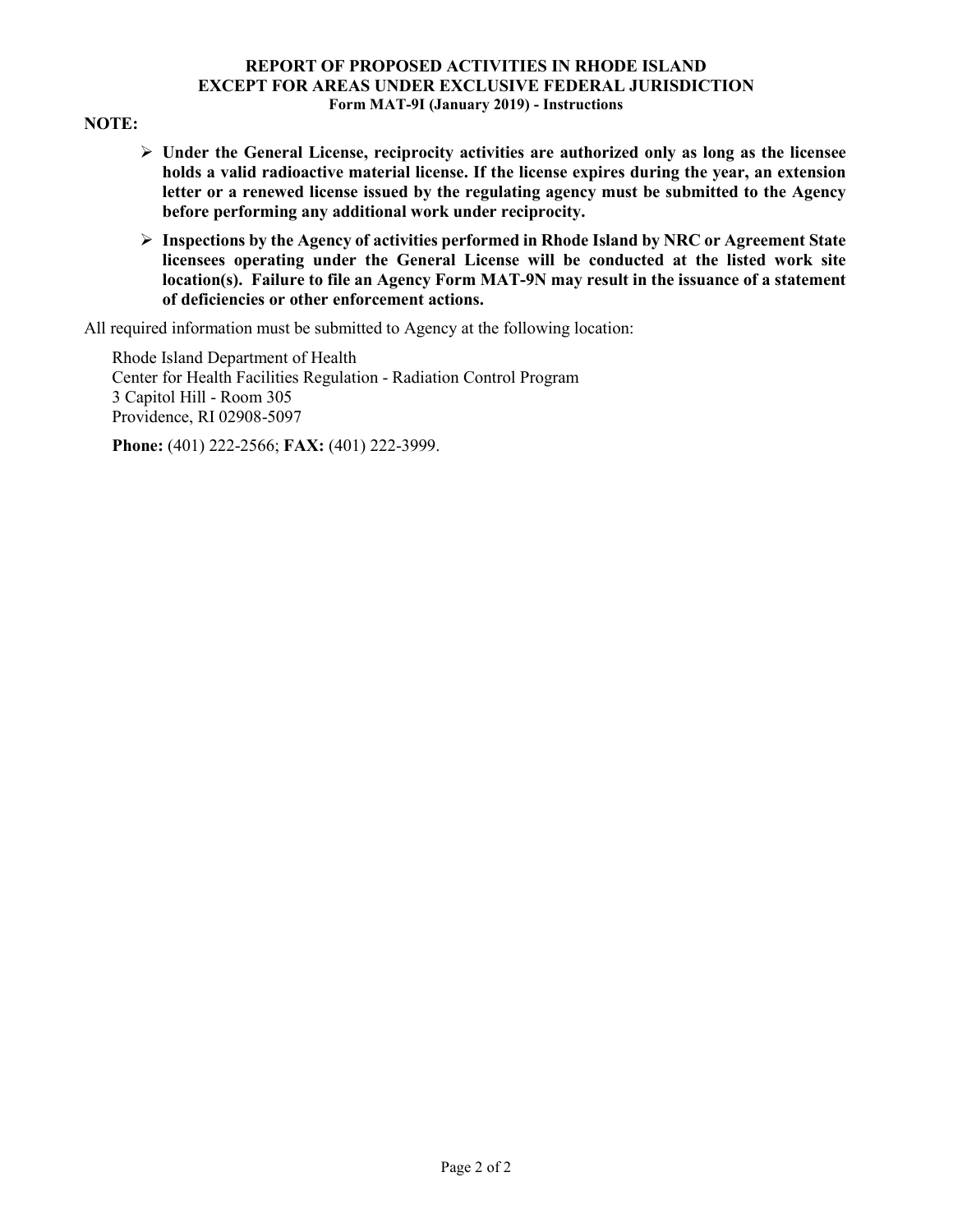**REPORT OF PROPOSED ACTIVITIES IN RHODE ISLAND**
**EXCEPT FOR AREAS UNDER EXCLUSIVE FEDERAL JURISDICTION**
**Form MAT-9I (January 2019) - Instructions**

**NOTE:**

- **Under the General License, reciprocity activities are authorized only as long as the licensee holds a valid radioactive material license. If the license expires during the year, an extension letter or a renewed license issued by the regulating agency must be submitted to the Agency before performing any additional work under reciprocity.**
- **Inspections by the Agency of activities performed in Rhode Island by NRC or Agreement State licensees operating under the General License will be conducted at the listed work site location(s). Failure to file an Agency Form MAT-9N may result in the issuance of a statement of deficiencies or other enforcement actions.**

All required information must be submitted to Agency at the following location:

Rhode Island Department of Health
Center for Health Facilities Regulation - Radiation Control Program
3 Capitol Hill - Room 305
Providence, RI 02908-5097

**Phone:** (401) 222-2566; **FAX:** (401) 222-3999.